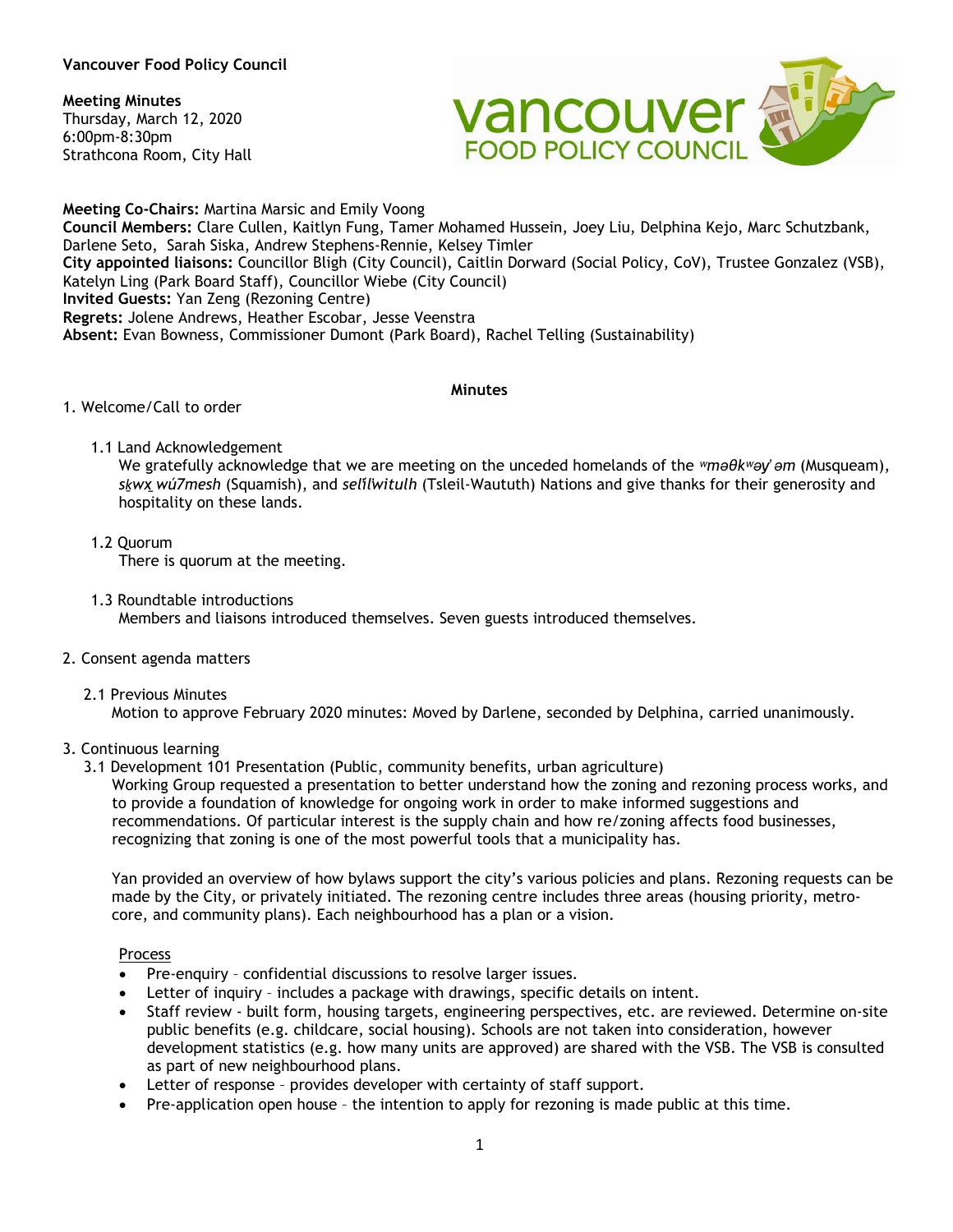**Vancouver Food Policy Council**

**Meeting Minutes**
Thursday, March 12, 2020
6:00pm-8:30pm
Strathcona Room, City Hall

**Meeting Co-Chairs:** Martina Marsic and Emily Voong
**Council Members:** Clare Cullen, Kaitlyn Fung, Tamer Mohamed Hussein, Joey Liu, Delphina Kejo, Marc Schutzbank, Darlene Seto, Sarah Siska, Andrew Stephens-Rennie, Kelsey Timler
**City appointed liaisons:** Councillor Bligh (City Council), Caitlin Dorward (Social Policy, CoV), Trustee Gonzalez (VSB), Katelyn Ling (Park Board Staff), Councillor Wiebe (City Council)
**Invited Guests:** Yan Zeng (Rezoning Centre)
**Regrets:** Jolene Andrews, Heather Escobar, Jesse Veenstra
**Absent:** Evan Bowness, Commissioner Dumont (Park Board), Rachel Telling (Sustainability)

**Minutes**

1. Welcome/Call to order

   1.1 Land Acknowledgement
   We gratefully acknowledge that we are meeting on the unceded homelands of the *ʷməθkʷəy̓əm* (Musqueam), *sḵwx̱wú7mesh* (Squamish), and *selí̓lwitulh* (Tsleil-Waututh) Nations and give thanks for their generosity and hospitality on these lands.

   1.2 Quorum
   There is quorum at the meeting.

   1.3 Roundtable introductions
   Members and liaisons introduced themselves. Seven guests introduced themselves.

2. Consent agenda matters

   2.1 Previous Minutes
   Motion to approve February 2020 minutes: Moved by Darlene, seconded by Delphina, carried unanimously.

3. Continuous learning

   3.1 Development 101 Presentation (Public, community benefits, urban agriculture)
   Working Group requested a presentation to better understand how the zoning and rezoning process works, and to provide a foundation of knowledge for ongoing work in order to make informed suggestions and recommendations. Of particular interest is the supply chain and how re/zoning affects food businesses, recognizing that zoning is one of the most powerful tools that a municipality has.

   Yan provided an overview of how bylaws support the city's various policies and plans. Rezoning requests can be made by the City, or privately initiated. The rezoning centre includes three areas (housing priority, metro-core, and community plans). Each neighbourhood has a plan or a vision.

   Process

   - Pre-enquiry – confidential discussions to resolve larger issues.
   - Letter of inquiry – includes a package with drawings, specific details on intent.
   - Staff review - built form, housing targets, engineering perspectives, etc. are reviewed. Determine on-site public benefits (e.g. childcare, social housing). Schools are not taken into consideration, however development statistics (e.g. how many units are approved) are shared with the VSB. The VSB is consulted as part of new neighbourhood plans.
   - Letter of response – provides developer with certainty of staff support.
   - Pre-application open house – the intention to apply for rezoning is made public at this time.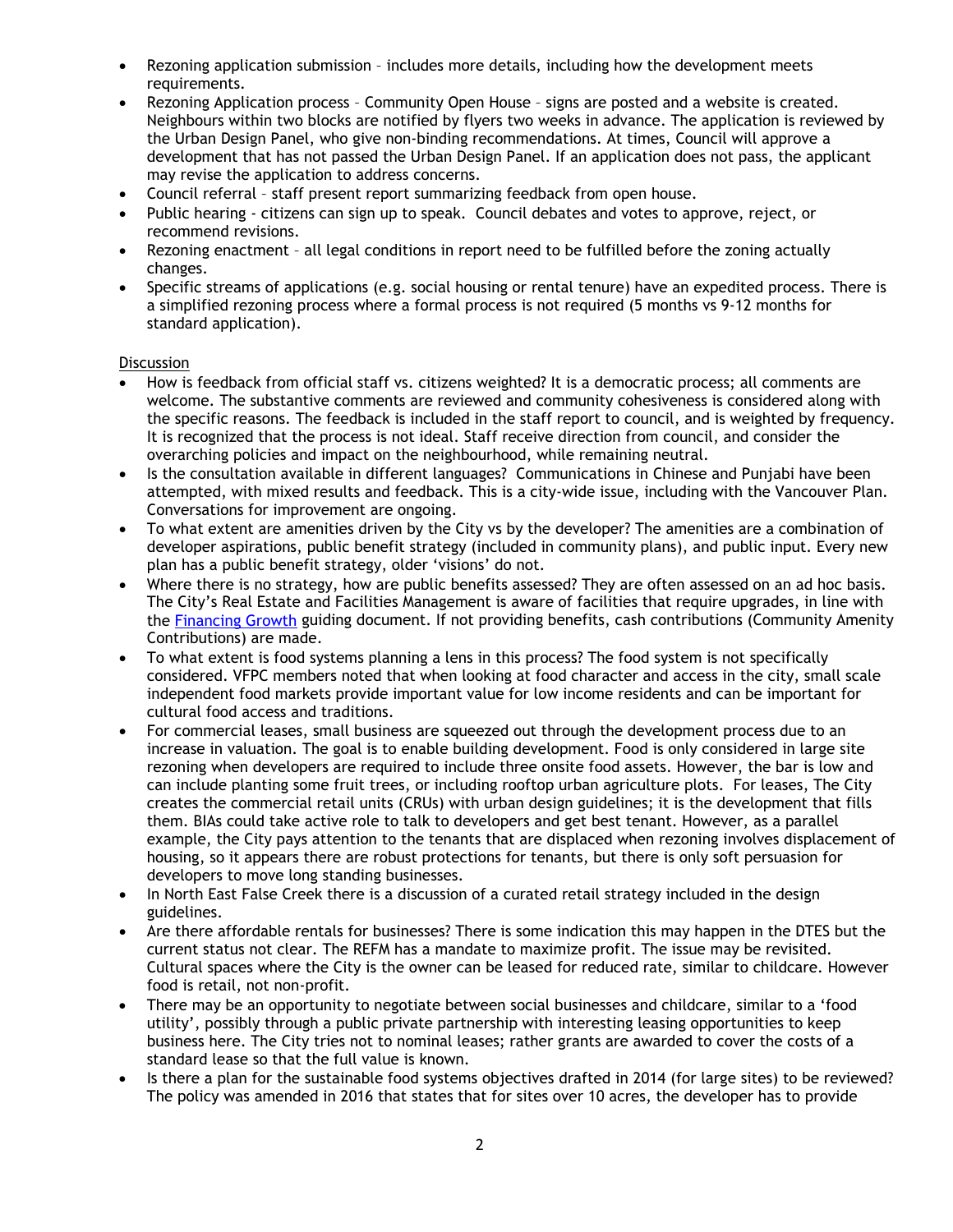- Rezoning application submission – includes more details, including how the development meets requirements.
- Rezoning Application process – Community Open House – signs are posted and a website is created. Neighbours within two blocks are notified by flyers two weeks in advance. The application is reviewed by the Urban Design Panel, who give non-binding recommendations. At times, Council will approve a development that has not passed the Urban Design Panel. If an application does not pass, the applicant may revise the application to address concerns.
- Council referral – staff present report summarizing feedback from open house.
- Public hearing - citizens can sign up to speak. Council debates and votes to approve, reject, or recommend revisions.
- Rezoning enactment – all legal conditions in report need to be fulfilled before the zoning actually changes.
- Specific streams of applications (e.g. social housing or rental tenure) have an expedited process. There is a simplified rezoning process where a formal process is not required (5 months vs 9-12 months for standard application).

<u>Discussion</u>

- How is feedback from official staff vs. citizens weighted? It is a democratic process; all comments are welcome. The substantive comments are reviewed and community cohesiveness is considered along with the specific reasons. The feedback is included in the staff report to council, and is weighted by frequency. It is recognized that the process is not ideal. Staff receive direction from council, and consider the overarching policies and impact on the neighbourhood, while remaining neutral.
- Is the consultation available in different languages? Communications in Chinese and Punjabi have been attempted, with mixed results and feedback. This is a city-wide issue, including with the Vancouver Plan. Conversations for improvement are ongoing.
- To what extent are amenities driven by the City vs by the developer? The amenities are a combination of developer aspirations, public benefit strategy (included in community plans), and public input. Every new plan has a public benefit strategy, older 'visions' do not.
- Where there is no strategy, how are public benefits assessed? They are often assessed on an ad hoc basis. The City's Real Estate and Facilities Management is aware of facilities that require upgrades, in line with the Financing Growth guiding document. If not providing benefits, cash contributions (Community Amenity Contributions) are made.
- To what extent is food systems planning a lens in this process? The food system is not specifically considered. VFPC members noted that when looking at food character and access in the city, small scale independent food markets provide important value for low income residents and can be important for cultural food access and traditions.
- For commercial leases, small business are squeezed out through the development process due to an increase in valuation. The goal is to enable building development. Food is only considered in large site rezoning when developers are required to include three onsite food assets. However, the bar is low and can include planting some fruit trees, or including rooftop urban agriculture plots. For leases, The City creates the commercial retail units (CRUs) with urban design guidelines; it is the development that fills them. BIAs could take active role to talk to developers and get best tenant. However, as a parallel example, the City pays attention to the tenants that are displaced when rezoning involves displacement of housing, so it appears there are robust protections for tenants, but there is only soft persuasion for developers to move long standing businesses.
- In North East False Creek there is a discussion of a curated retail strategy included in the design guidelines.
- Are there affordable rentals for businesses? There is some indication this may happen in the DTES but the current status not clear. The REFM has a mandate to maximize profit. The issue may be revisited. Cultural spaces where the City is the owner can be leased for reduced rate, similar to childcare. However food is retail, not non-profit.
- There may be an opportunity to negotiate between social businesses and childcare, similar to a 'food utility', possibly through a public private partnership with interesting leasing opportunities to keep business here. The City tries not to nominal leases; rather grants are awarded to cover the costs of a standard lease so that the full value is known.
- Is there a plan for the sustainable food systems objectives drafted in 2014 (for large sites) to be reviewed? The policy was amended in 2016 that states that for sites over 10 acres, the developer has to provide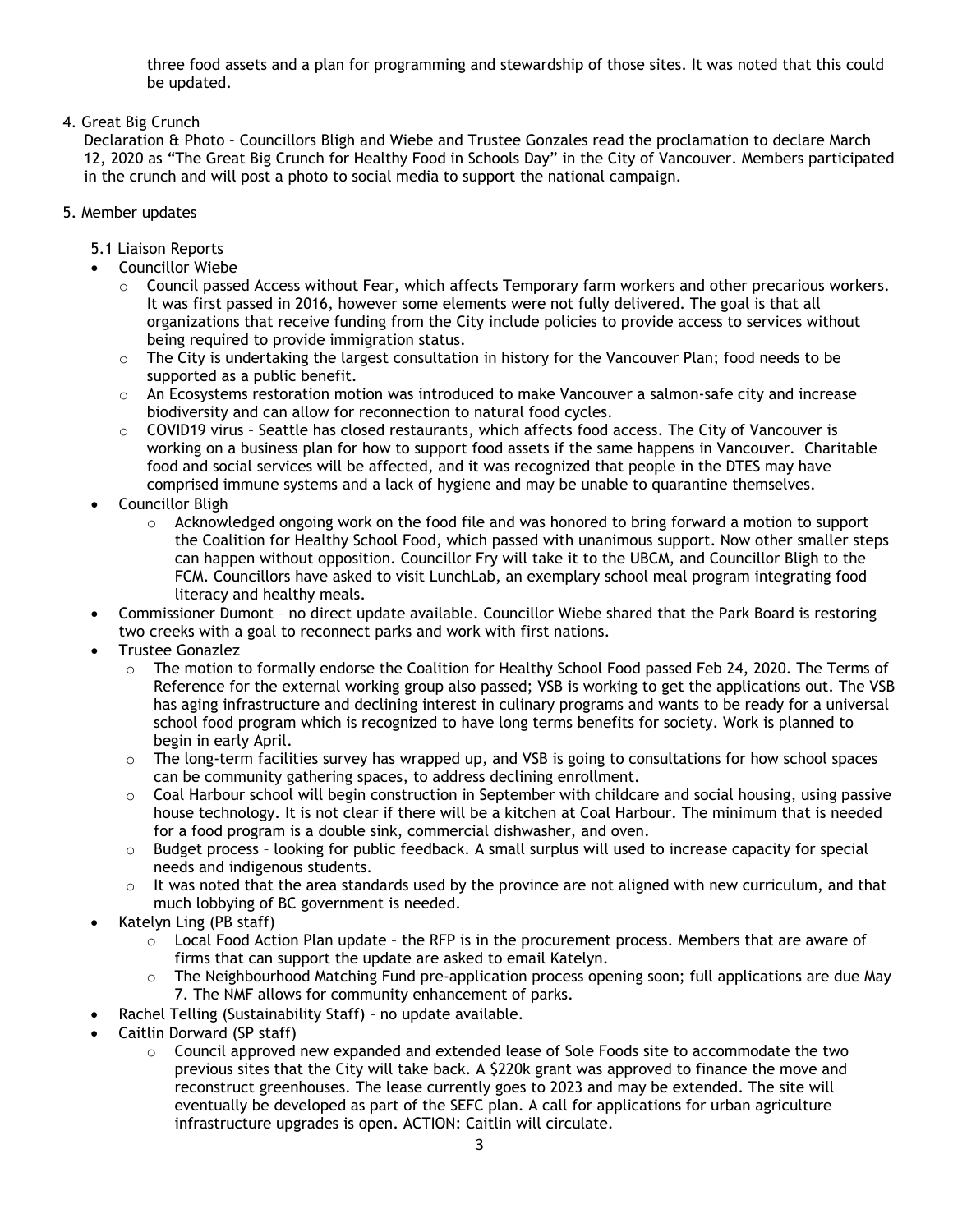three food assets and a plan for programming and stewardship of those sites. It was noted that this could be updated.

4. Great Big Crunch

   Declaration & Photo – Councillors Bligh and Wiebe and Trustee Gonzales read the proclamation to declare March 12, 2020 as "The Great Big Crunch for Healthy Food in Schools Day" in the City of Vancouver. Members participated in the crunch and will post a photo to social media to support the national campaign.

5. Member updates

   5.1 Liaison Reports

   - Councillor Wiebe
     - Council passed Access without Fear, which affects Temporary farm workers and other precarious workers. It was first passed in 2016, however some elements were not fully delivered. The goal is that all organizations that receive funding from the City include policies to provide access to services without being required to provide immigration status.
     - The City is undertaking the largest consultation in history for the Vancouver Plan; food needs to be supported as a public benefit.
     - An Ecosystems restoration motion was introduced to make Vancouver a salmon-safe city and increase biodiversity and can allow for reconnection to natural food cycles.
     - COVID19 virus – Seattle has closed restaurants, which affects food access. The City of Vancouver is working on a business plan for how to support food assets if the same happens in Vancouver. Charitable food and social services will be affected, and it was recognized that people in the DTES may have comprised immune systems and a lack of hygiene and may be unable to quarantine themselves.
   - Councillor Bligh
     - Acknowledged ongoing work on the food file and was honored to bring forward a motion to support the Coalition for Healthy School Food, which passed with unanimous support. Now other smaller steps can happen without opposition. Councillor Fry will take it to the UBCM, and Councillor Bligh to the FCM. Councillors have asked to visit LunchLab, an exemplary school meal program integrating food literacy and healthy meals.
   - Commissioner Dumont – no direct update available. Councillor Wiebe shared that the Park Board is restoring two creeks with a goal to reconnect parks and work with first nations.
   - Trustee Gonazlez
     - The motion to formally endorse the Coalition for Healthy School Food passed Feb 24, 2020. The Terms of Reference for the external working group also passed; VSB is working to get the applications out. The VSB has aging infrastructure and declining interest in culinary programs and wants to be ready for a universal school food program which is recognized to have long terms benefits for society. Work is planned to begin in early April.
     - The long-term facilities survey has wrapped up, and VSB is going to consultations for how school spaces can be community gathering spaces, to address declining enrollment.
     - Coal Harbour school will begin construction in September with childcare and social housing, using passive house technology. It is not clear if there will be a kitchen at Coal Harbour. The minimum that is needed for a food program is a double sink, commercial dishwasher, and oven.
     - Budget process – looking for public feedback. A small surplus will used to increase capacity for special needs and indigenous students.
     - It was noted that the area standards used by the province are not aligned with new curriculum, and that much lobbying of BC government is needed.
   - Katelyn Ling (PB staff)
     - Local Food Action Plan update – the RFP is in the procurement process. Members that are aware of firms that can support the update are asked to email Katelyn.
     - The Neighbourhood Matching Fund pre-application process opening soon; full applications are due May 7. The NMF allows for community enhancement of parks.
   - Rachel Telling (Sustainability Staff) – no update available.
   - Caitlin Dorward (SP staff)
     - Council approved new expanded and extended lease of Sole Foods site to accommodate the two previous sites that the City will take back. A $220k grant was approved to finance the move and reconstruct greenhouses. The lease currently goes to 2023 and may be extended. The site will eventually be developed as part of the SEFC plan. A call for applications for urban agriculture infrastructure upgrades is open. ACTION: Caitlin will circulate.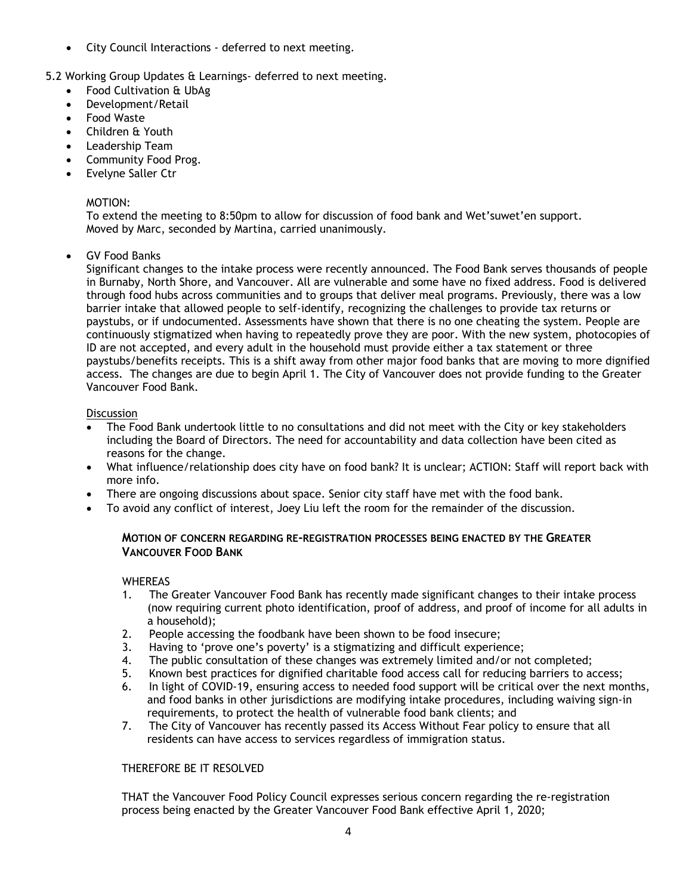- City Council Interactions - deferred to next meeting.

5.2 Working Group Updates & Learnings- deferred to next meeting.

- Food Cultivation & UbAg
- Development/Retail
- Food Waste
- Children & Youth
- Leadership Team
- Community Food Prog.
- Evelyne Saller Ctr

MOTION:
To extend the meeting to 8:50pm to allow for discussion of food bank and Wet'suwet'en support.
Moved by Marc, seconded by Martina, carried unanimously.

- GV Food Banks

Significant changes to the intake process were recently announced. The Food Bank serves thousands of people in Burnaby, North Shore, and Vancouver. All are vulnerable and some have no fixed address. Food is delivered through food hubs across communities and to groups that deliver meal programs. Previously, there was a low barrier intake that allowed people to self-identify, recognizing the challenges to provide tax returns or paystubs, or if undocumented. Assessments have shown that there is no one cheating the system. People are continuously stigmatized when having to repeatedly prove they are poor. With the new system, photocopies of ID are not accepted, and every adult in the household must provide either a tax statement or three paystubs/benefits receipts. This is a shift away from other major food banks that are moving to more dignified access. The changes are due to begin April 1. The City of Vancouver does not provide funding to the Greater Vancouver Food Bank.

Discussion

- The Food Bank undertook little to no consultations and did not meet with the City or key stakeholders including the Board of Directors. The need for accountability and data collection have been cited as reasons for the change.
- What influence/relationship does city have on food bank? It is unclear; ACTION: Staff will report back with more info.
- There are ongoing discussions about space. Senior city staff have met with the food bank.
- To avoid any conflict of interest, Joey Liu left the room for the remainder of the discussion.

**MOTION OF CONCERN REGARDING RE-REGISTRATION PROCESSES BEING ENACTED BY THE GREATER VANCOUVER FOOD BANK**

WHEREAS

1. The Greater Vancouver Food Bank has recently made significant changes to their intake process (now requiring current photo identification, proof of address, and proof of income for all adults in a household);
2. People accessing the foodbank have been shown to be food insecure;
3. Having to 'prove one's poverty' is a stigmatizing and difficult experience;
4. The public consultation of these changes was extremely limited and/or not completed;
5. Known best practices for dignified charitable food access call for reducing barriers to access;
6. In light of COVID-19, ensuring access to needed food support will be critical over the next months, and food banks in other jurisdictions are modifying intake procedures, including waiving sign-in requirements, to protect the health of vulnerable food bank clients; and
7. The City of Vancouver has recently passed its Access Without Fear policy to ensure that all residents can have access to services regardless of immigration status.

THEREFORE BE IT RESOLVED

THAT the Vancouver Food Policy Council expresses serious concern regarding the re-registration process being enacted by the Greater Vancouver Food Bank effective April 1, 2020;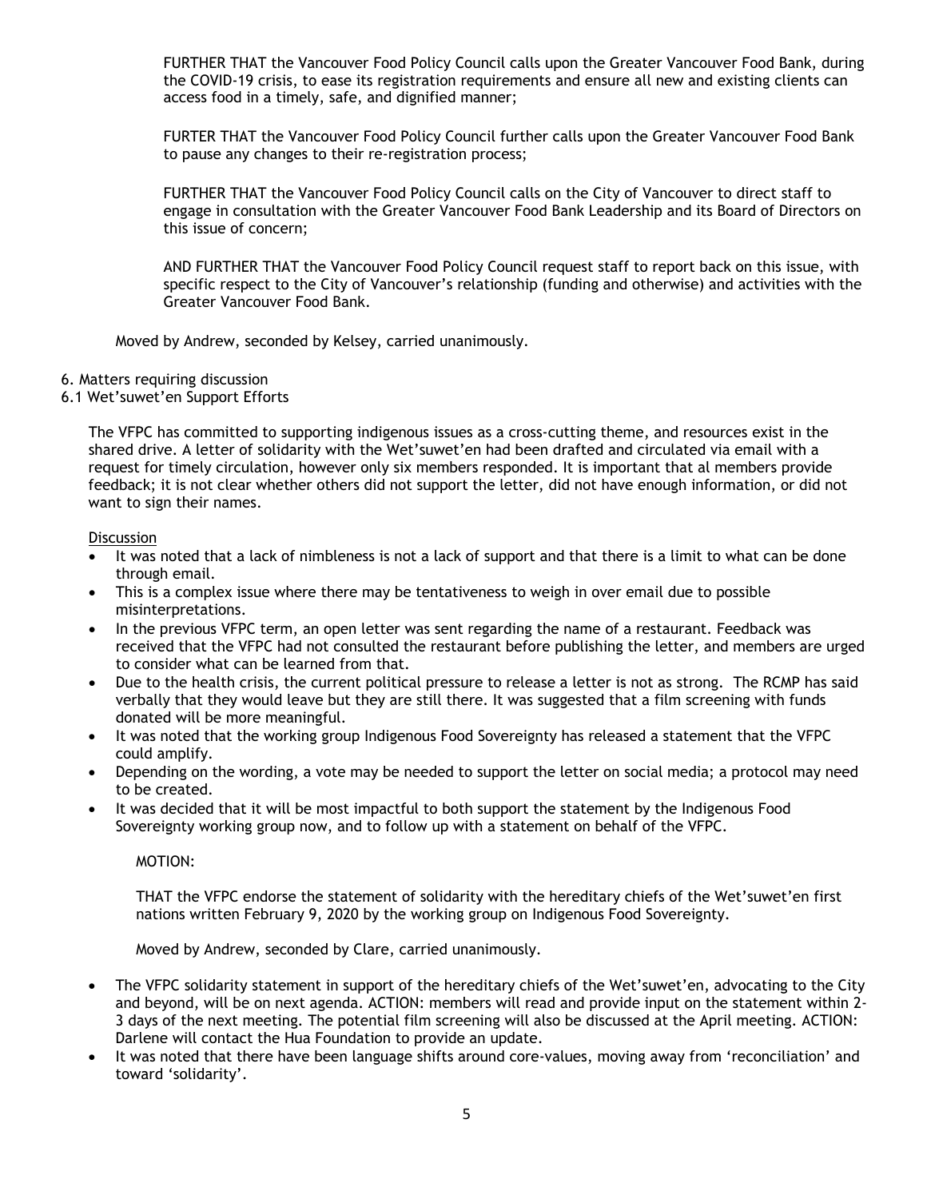FURTHER THAT the Vancouver Food Policy Council calls upon the Greater Vancouver Food Bank, during the COVID-19 crisis, to ease its registration requirements and ensure all new and existing clients can access food in a timely, safe, and dignified manner;

FURTER THAT the Vancouver Food Policy Council further calls upon the Greater Vancouver Food Bank to pause any changes to their re-registration process;

FURTHER THAT the Vancouver Food Policy Council calls on the City of Vancouver to direct staff to engage in consultation with the Greater Vancouver Food Bank Leadership and its Board of Directors on this issue of concern;

AND FURTHER THAT the Vancouver Food Policy Council request staff to report back on this issue, with specific respect to the City of Vancouver's relationship (funding and otherwise) and activities with the Greater Vancouver Food Bank.

Moved by Andrew, seconded by Kelsey, carried unanimously.

6. Matters requiring discussion

6.1 Wet'suwet'en Support Efforts

The VFPC has committed to supporting indigenous issues as a cross-cutting theme, and resources exist in the shared drive. A letter of solidarity with the Wet'suwet'en had been drafted and circulated via email with a request for timely circulation, however only six members responded. It is important that al members provide feedback; it is not clear whether others did not support the letter, did not have enough information, or did not want to sign their names.

Discussion

- It was noted that a lack of nimbleness is not a lack of support and that there is a limit to what can be done through email.
- This is a complex issue where there may be tentativeness to weigh in over email due to possible misinterpretations.
- In the previous VFPC term, an open letter was sent regarding the name of a restaurant. Feedback was received that the VFPC had not consulted the restaurant before publishing the letter, and members are urged to consider what can be learned from that.
- Due to the health crisis, the current political pressure to release a letter is not as strong. The RCMP has said verbally that they would leave but they are still there. It was suggested that a film screening with funds donated will be more meaningful.
- It was noted that the working group Indigenous Food Sovereignty has released a statement that the VFPC could amplify.
- Depending on the wording, a vote may be needed to support the letter on social media; a protocol may need to be created.
- It was decided that it will be most impactful to both support the statement by the Indigenous Food Sovereignty working group now, and to follow up with a statement on behalf of the VFPC.

MOTION:

THAT the VFPC endorse the statement of solidarity with the hereditary chiefs of the Wet'suwet'en first nations written February 9, 2020 by the working group on Indigenous Food Sovereignty.

Moved by Andrew, seconded by Clare, carried unanimously.

- The VFPC solidarity statement in support of the hereditary chiefs of the Wet'suwet'en, advocating to the City and beyond, will be on next agenda. ACTION: members will read and provide input on the statement within 2-3 days of the next meeting. The potential film screening will also be discussed at the April meeting. ACTION: Darlene will contact the Hua Foundation to provide an update.
- It was noted that there have been language shifts around core-values, moving away from 'reconciliation' and toward 'solidarity'.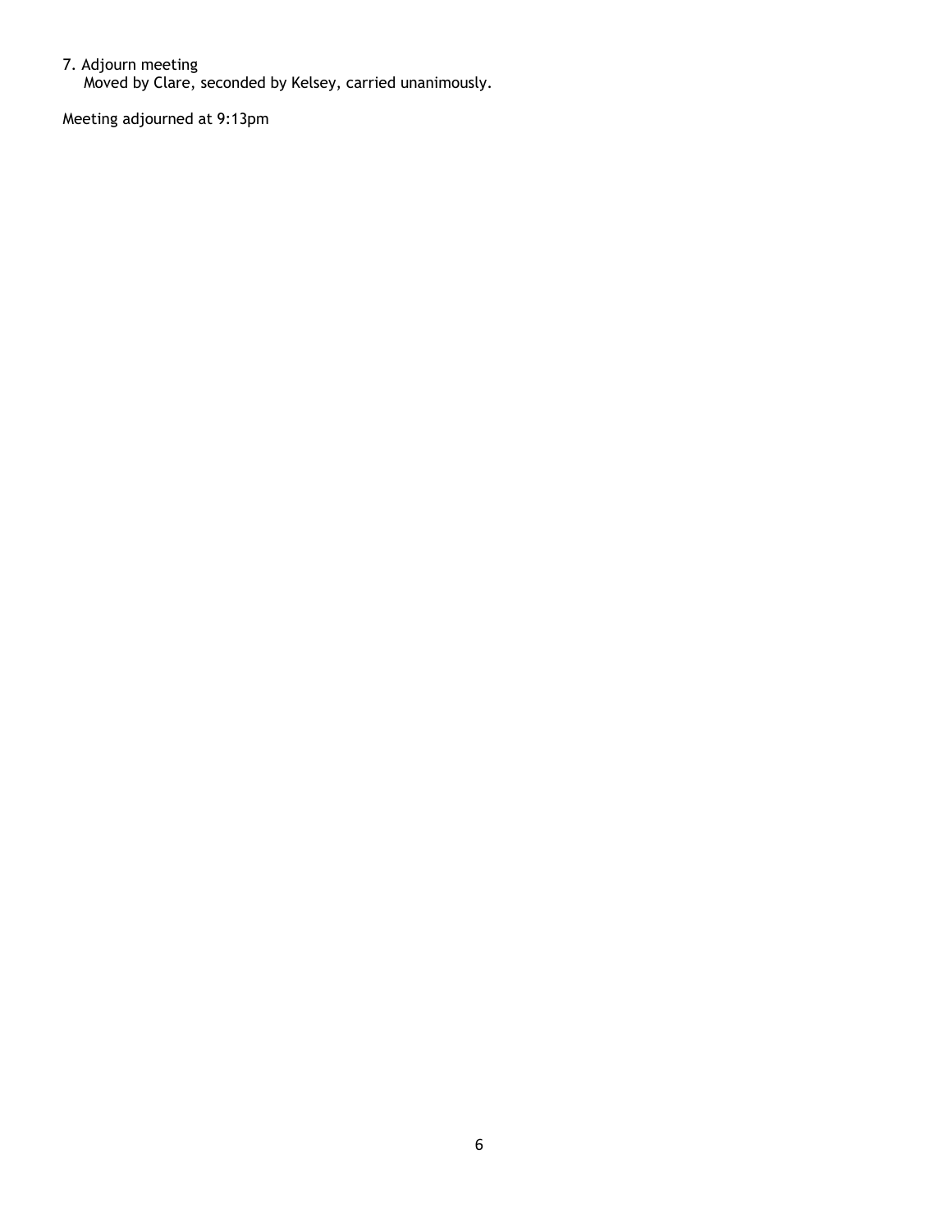7. Adjourn meeting
   Moved by Clare, seconded by Kelsey, carried unanimously.

Meeting adjourned at 9:13pm